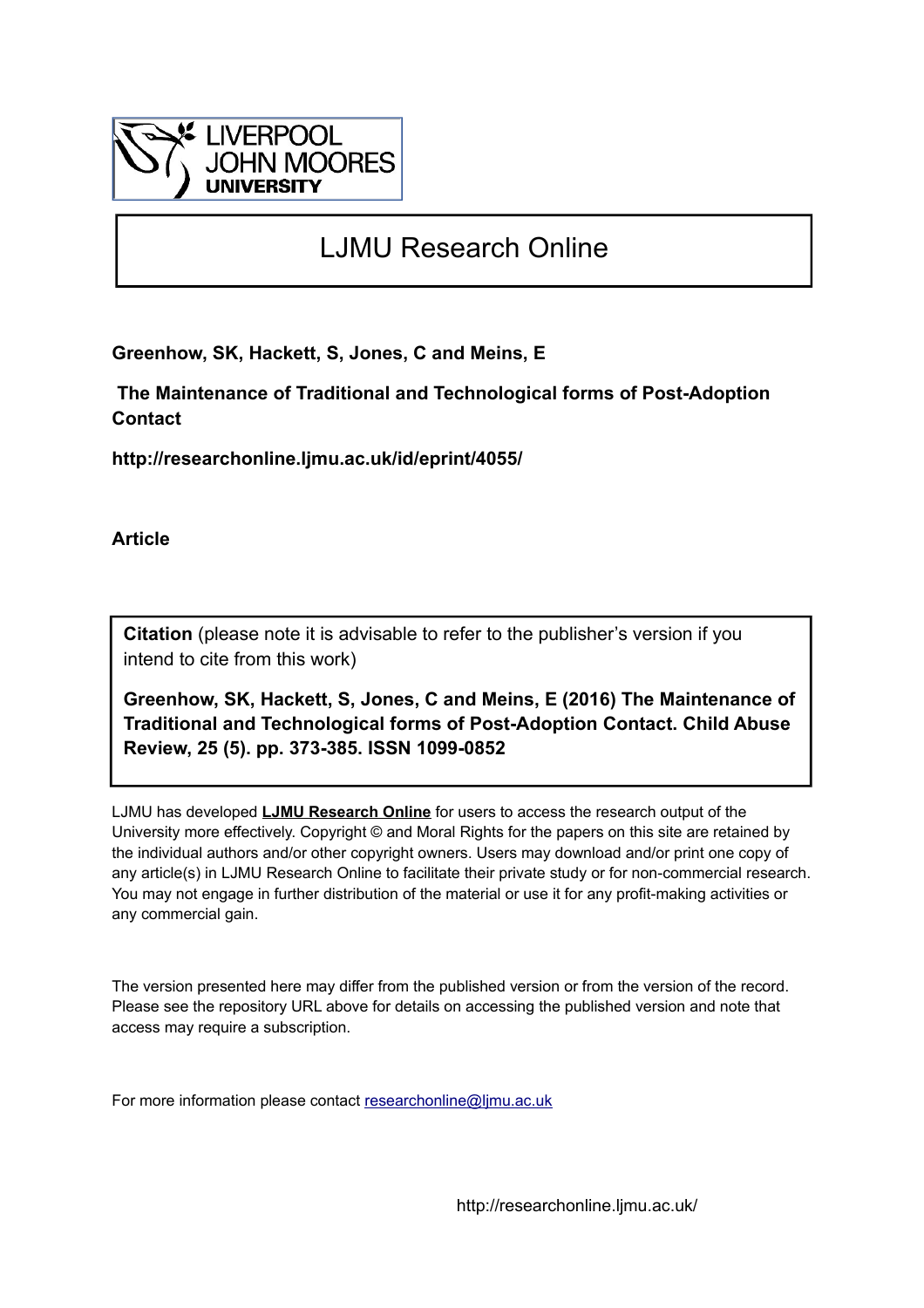LIVERPOOL JOHN MOORES UNIVERSITY

# LJMU Research Online

**Greenhow, SK, Hackett, S, Jones, C and Meins, E**

**The Maintenance of Traditional and Technological forms of Post-Adoption Contact**

**http://researchonline.ljmu.ac.uk/id/eprint/4055/**

**Article**

**Citation** (please note it is advisable to refer to the publisher's version if you intend to cite from this work)

**Greenhow, SK, Hackett, S, Jones, C and Meins, E (2016) The Maintenance of Traditional and Technological forms of Post-Adoption Contact. Child Abuse Review, 25 (5). pp. 373-385. ISSN 1099-0852**

LJMU has developed **LJMU Research Online** for users to access the research output of the University more effectively. Copyright © and Moral Rights for the papers on this site are retained by the individual authors and/or other copyright owners. Users may download and/or print one copy of any article(s) in LJMU Research Online to facilitate their private study or for non-commercial research. You may not engage in further distribution of the material or use it for any profit-making activities or any commercial gain.

The version presented here may differ from the published version or from the version of the record. Please see the repository URL above for details on accessing the published version and note that access may require a subscription.

For more information please contact researchonline@ljmu.ac.uk

http://researchonline.ljmu.ac.uk/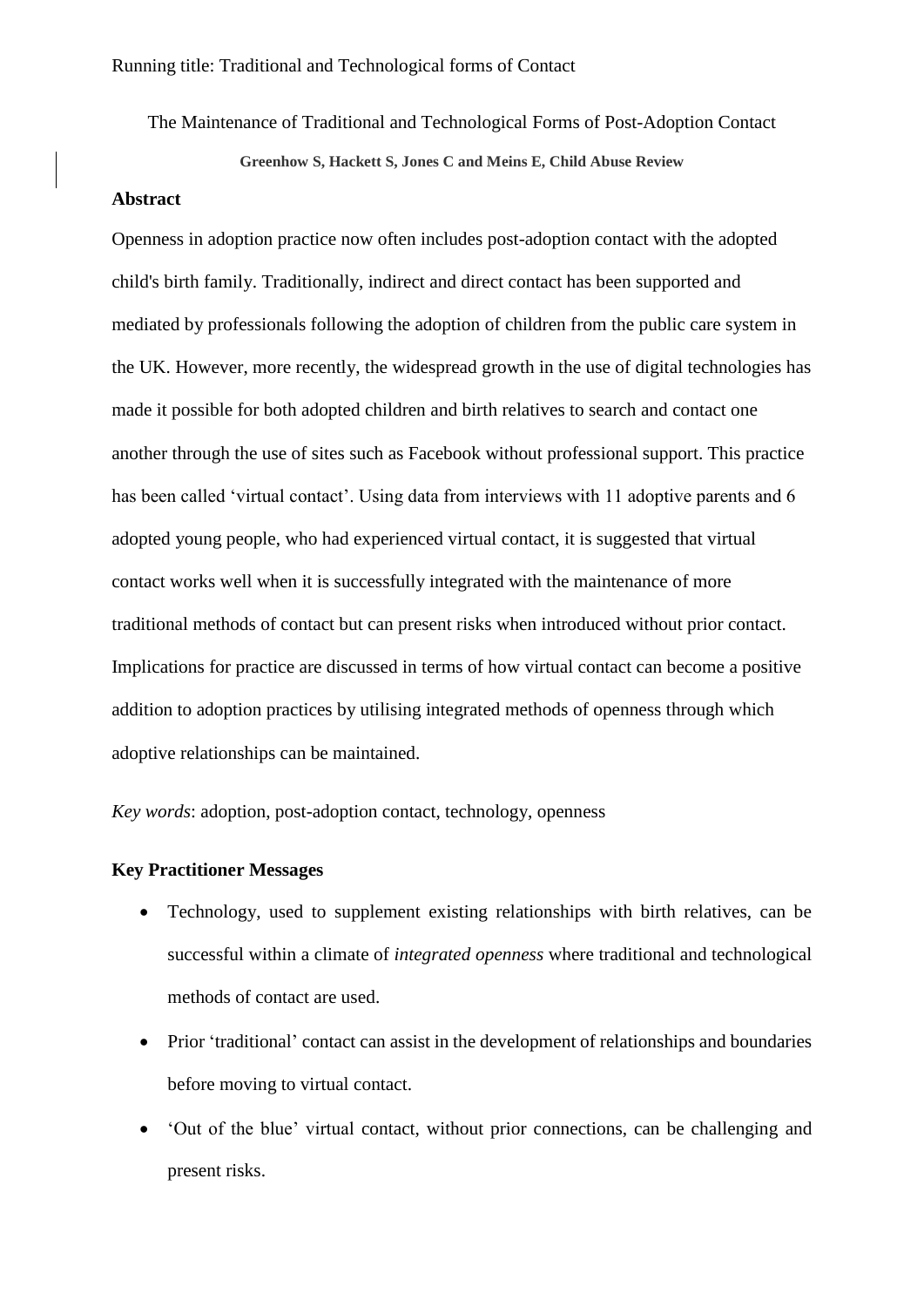The Maintenance of Traditional and Technological Forms of Post-Adoption Contact

**Greenhow S, Hackett S, Jones C and Meins E, Child Abuse Review**

**Abstract**

Openness in adoption practice now often includes post-adoption contact with the adopted child's birth family. Traditionally, indirect and direct contact has been supported and mediated by professionals following the adoption of children from the public care system in the UK. However, more recently, the widespread growth in the use of digital technologies has made it possible for both adopted children and birth relatives to search and contact one another through the use of sites such as Facebook without professional support. This practice has been called 'virtual contact'. Using data from interviews with 11 adoptive parents and 6 adopted young people, who had experienced virtual contact, it is suggested that virtual contact works well when it is successfully integrated with the maintenance of more traditional methods of contact but can present risks when introduced without prior contact. Implications for practice are discussed in terms of how virtual contact can become a positive addition to adoption practices by utilising integrated methods of openness through which adoptive relationships can be maintained.

*Key words*: adoption, post-adoption contact, technology, openness

**Key Practitioner Messages**

- Technology, used to supplement existing relationships with birth relatives, can be successful within a climate of *integrated openness* where traditional and technological methods of contact are used.
- Prior 'traditional' contact can assist in the development of relationships and boundaries before moving to virtual contact.
- 'Out of the blue' virtual contact, without prior connections, can be challenging and present risks.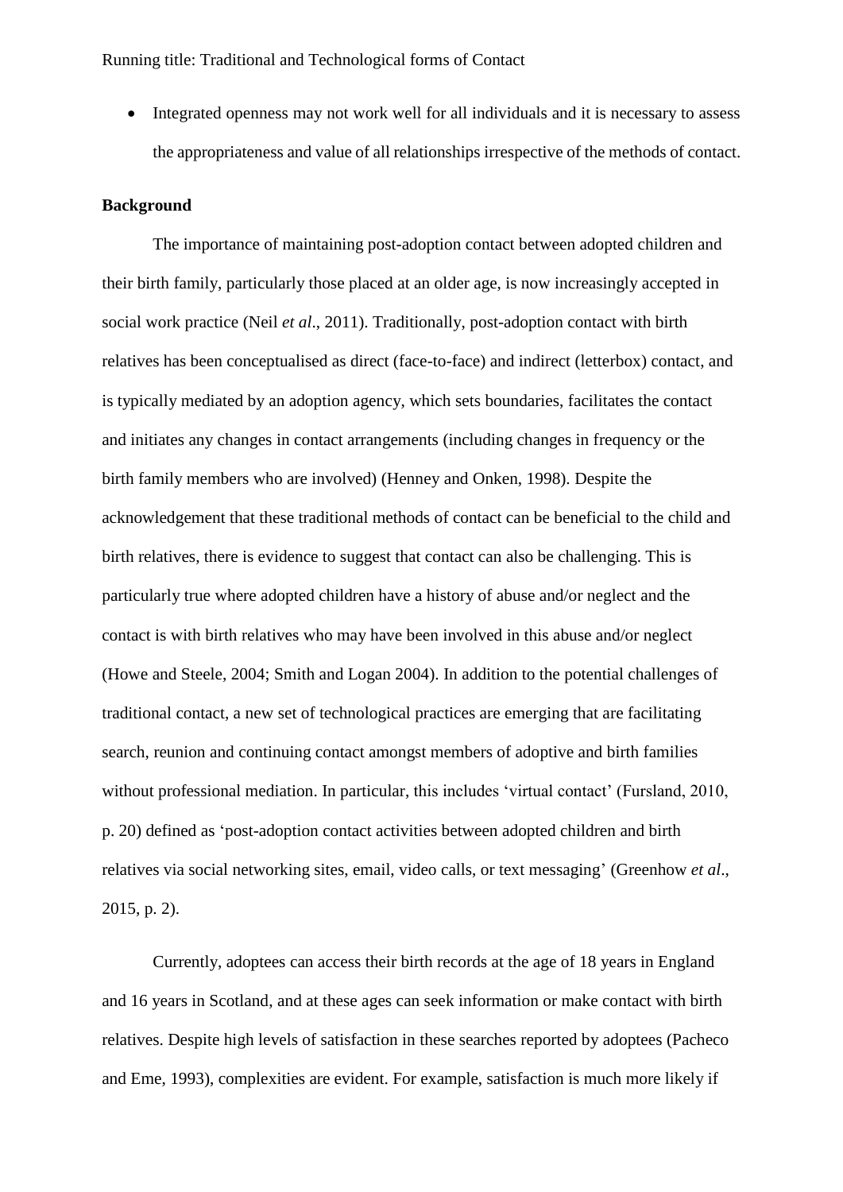- Integrated openness may not work well for all individuals and it is necessary to assess the appropriateness and value of all relationships irrespective of the methods of contact.

**Background**

The importance of maintaining post-adoption contact between adopted children and their birth family, particularly those placed at an older age, is now increasingly accepted in social work practice (Neil *et al*., 2011). Traditionally, post-adoption contact with birth relatives has been conceptualised as direct (face-to-face) and indirect (letterbox) contact, and is typically mediated by an adoption agency, which sets boundaries, facilitates the contact and initiates any changes in contact arrangements (including changes in frequency or the birth family members who are involved) (Henney and Onken, 1998). Despite the acknowledgement that these traditional methods of contact can be beneficial to the child and birth relatives, there is evidence to suggest that contact can also be challenging. This is particularly true where adopted children have a history of abuse and/or neglect and the contact is with birth relatives who may have been involved in this abuse and/or neglect (Howe and Steele, 2004; Smith and Logan 2004). In addition to the potential challenges of traditional contact, a new set of technological practices are emerging that are facilitating search, reunion and continuing contact amongst members of adoptive and birth families without professional mediation. In particular, this includes 'virtual contact' (Fursland, 2010, p. 20) defined as 'post-adoption contact activities between adopted children and birth relatives via social networking sites, email, video calls, or text messaging' (Greenhow *et al*., 2015, p. 2).

Currently, adoptees can access their birth records at the age of 18 years in England and 16 years in Scotland, and at these ages can seek information or make contact with birth relatives. Despite high levels of satisfaction in these searches reported by adoptees (Pacheco and Eme, 1993), complexities are evident. For example, satisfaction is much more likely if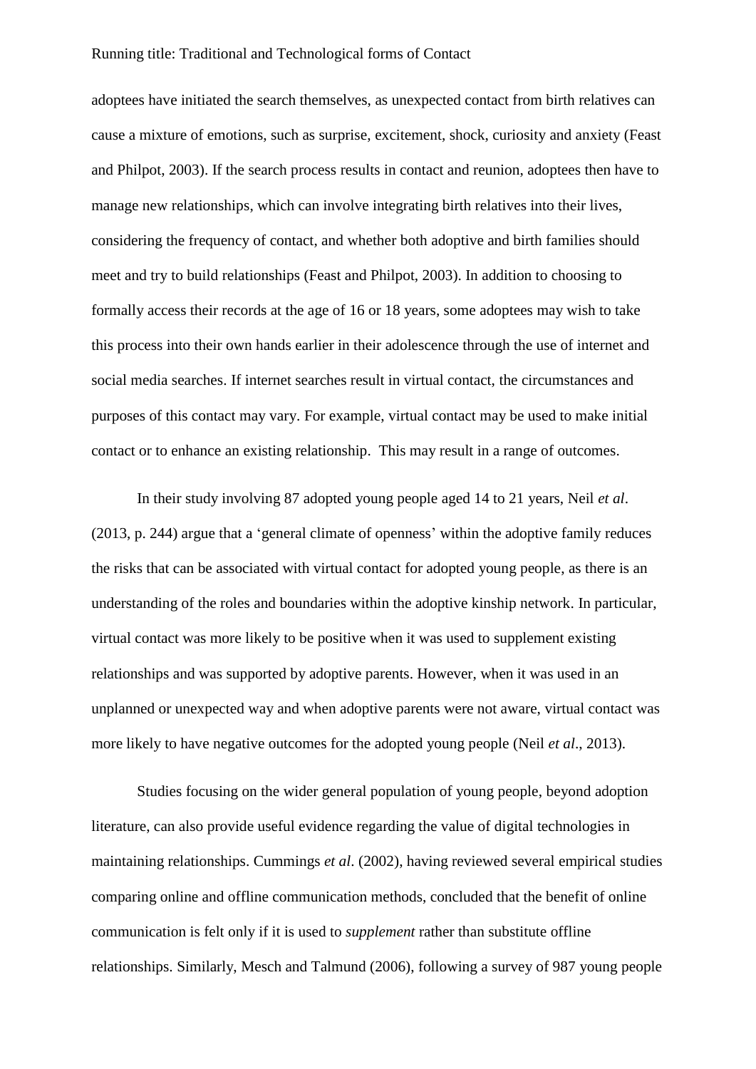adoptees have initiated the search themselves, as unexpected contact from birth relatives can cause a mixture of emotions, such as surprise, excitement, shock, curiosity and anxiety (Feast and Philpot, 2003). If the search process results in contact and reunion, adoptees then have to manage new relationships, which can involve integrating birth relatives into their lives, considering the frequency of contact, and whether both adoptive and birth families should meet and try to build relationships (Feast and Philpot, 2003). In addition to choosing to formally access their records at the age of 16 or 18 years, some adoptees may wish to take this process into their own hands earlier in their adolescence through the use of internet and social media searches. If internet searches result in virtual contact, the circumstances and purposes of this contact may vary. For example, virtual contact may be used to make initial contact or to enhance an existing relationship. This may result in a range of outcomes.

In their study involving 87 adopted young people aged 14 to 21 years, Neil *et al*. (2013, p. 244) argue that a 'general climate of openness' within the adoptive family reduces the risks that can be associated with virtual contact for adopted young people, as there is an understanding of the roles and boundaries within the adoptive kinship network. In particular, virtual contact was more likely to be positive when it was used to supplement existing relationships and was supported by adoptive parents. However, when it was used in an unplanned or unexpected way and when adoptive parents were not aware, virtual contact was more likely to have negative outcomes for the adopted young people (Neil *et al*., 2013).

Studies focusing on the wider general population of young people, beyond adoption literature, can also provide useful evidence regarding the value of digital technologies in maintaining relationships. Cummings *et al*. (2002), having reviewed several empirical studies comparing online and offline communication methods, concluded that the benefit of online communication is felt only if it is used to *supplement* rather than substitute offline relationships. Similarly, Mesch and Talmund (2006), following a survey of 987 young people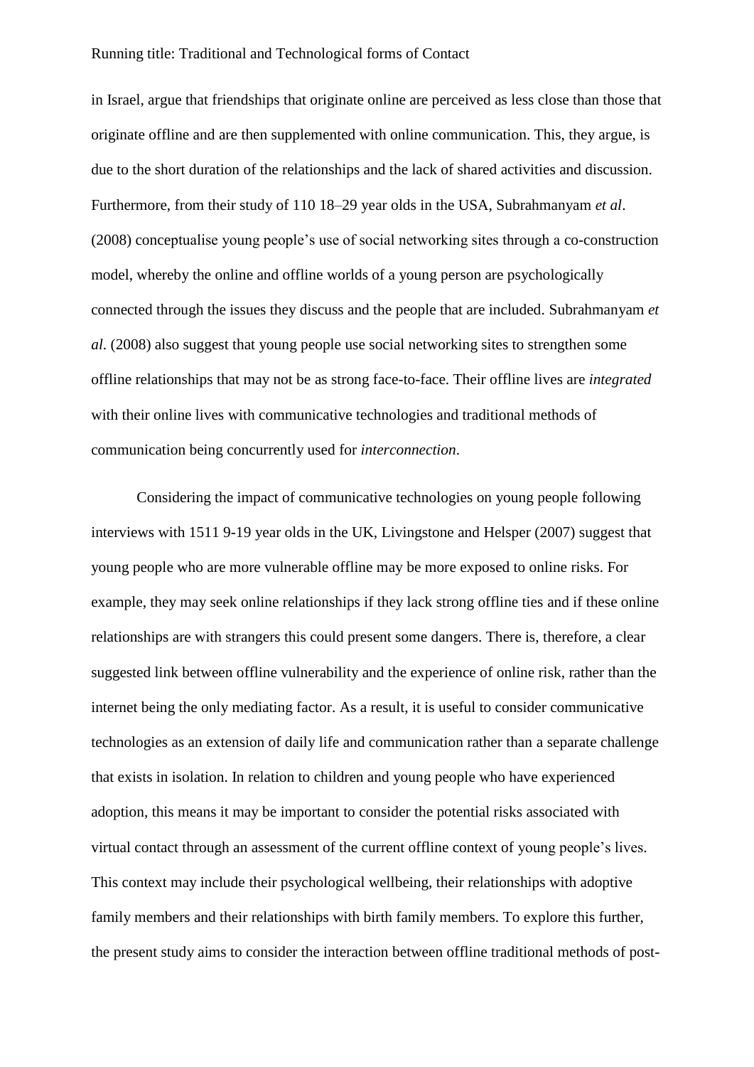in Israel, argue that friendships that originate online are perceived as less close than those that originate offline and are then supplemented with online communication. This, they argue, is due to the short duration of the relationships and the lack of shared activities and discussion. Furthermore, from their study of 110 18–29 year olds in the USA, Subrahmanyam *et al*. (2008) conceptualise young people's use of social networking sites through a co-construction model, whereby the online and offline worlds of a young person are psychologically connected through the issues they discuss and the people that are included. Subrahmanyam *et al*. (2008) also suggest that young people use social networking sites to strengthen some offline relationships that may not be as strong face-to-face. Their offline lives are *integrated* with their online lives with communicative technologies and traditional methods of communication being concurrently used for *interconnection*.

Considering the impact of communicative technologies on young people following interviews with 1511 9-19 year olds in the UK, Livingstone and Helsper (2007) suggest that young people who are more vulnerable offline may be more exposed to online risks. For example, they may seek online relationships if they lack strong offline ties and if these online relationships are with strangers this could present some dangers. There is, therefore, a clear suggested link between offline vulnerability and the experience of online risk, rather than the internet being the only mediating factor. As a result, it is useful to consider communicative technologies as an extension of daily life and communication rather than a separate challenge that exists in isolation. In relation to children and young people who have experienced adoption, this means it may be important to consider the potential risks associated with virtual contact through an assessment of the current offline context of young people's lives. This context may include their psychological wellbeing, their relationships with adoptive family members and their relationships with birth family members. To explore this further, the present study aims to consider the interaction between offline traditional methods of post-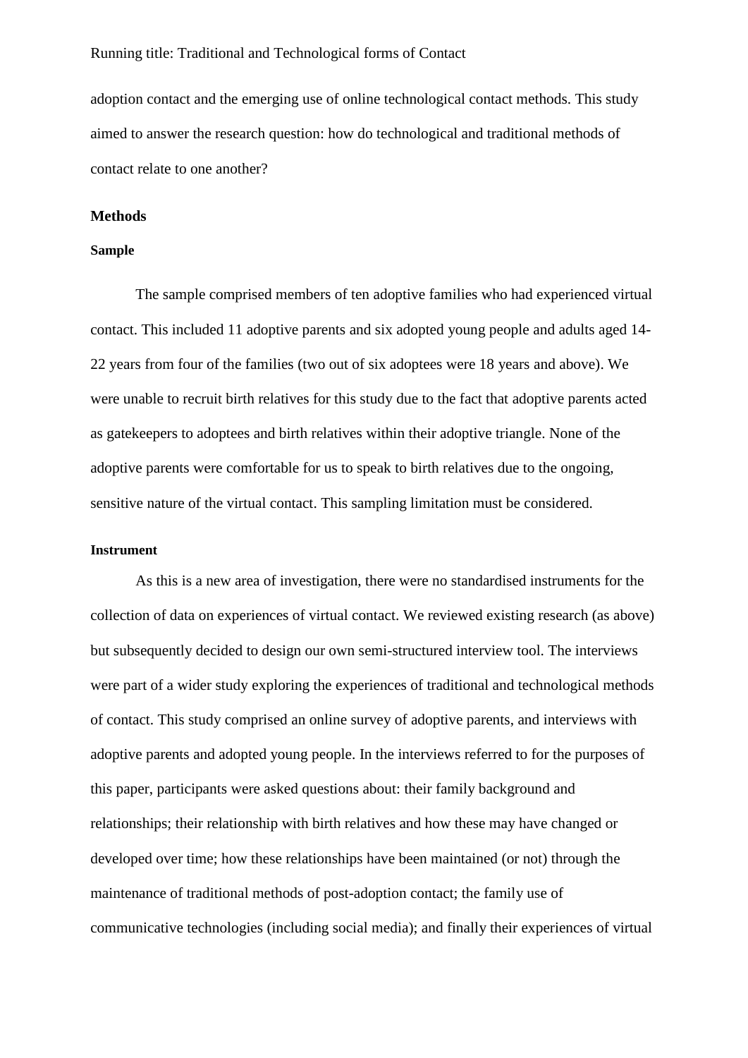adoption contact and the emerging use of online technological contact methods. This study aimed to answer the research question: how do technological and traditional methods of contact relate to one another?

## Methods

### Sample

The sample comprised members of ten adoptive families who had experienced virtual contact. This included 11 adoptive parents and six adopted young people and adults aged 14-22 years from four of the families (two out of six adoptees were 18 years and above). We were unable to recruit birth relatives for this study due to the fact that adoptive parents acted as gatekeepers to adoptees and birth relatives within their adoptive triangle. None of the adoptive parents were comfortable for us to speak to birth relatives due to the ongoing, sensitive nature of the virtual contact. This sampling limitation must be considered.

### Instrument

As this is a new area of investigation, there were no standardised instruments for the collection of data on experiences of virtual contact. We reviewed existing research (as above) but subsequently decided to design our own semi-structured interview tool. The interviews were part of a wider study exploring the experiences of traditional and technological methods of contact. This study comprised an online survey of adoptive parents, and interviews with adoptive parents and adopted young people. In the interviews referred to for the purposes of this paper, participants were asked questions about: their family background and relationships; their relationship with birth relatives and how these may have changed or developed over time; how these relationships have been maintained (or not) through the maintenance of traditional methods of post-adoption contact; the family use of communicative technologies (including social media); and finally their experiences of virtual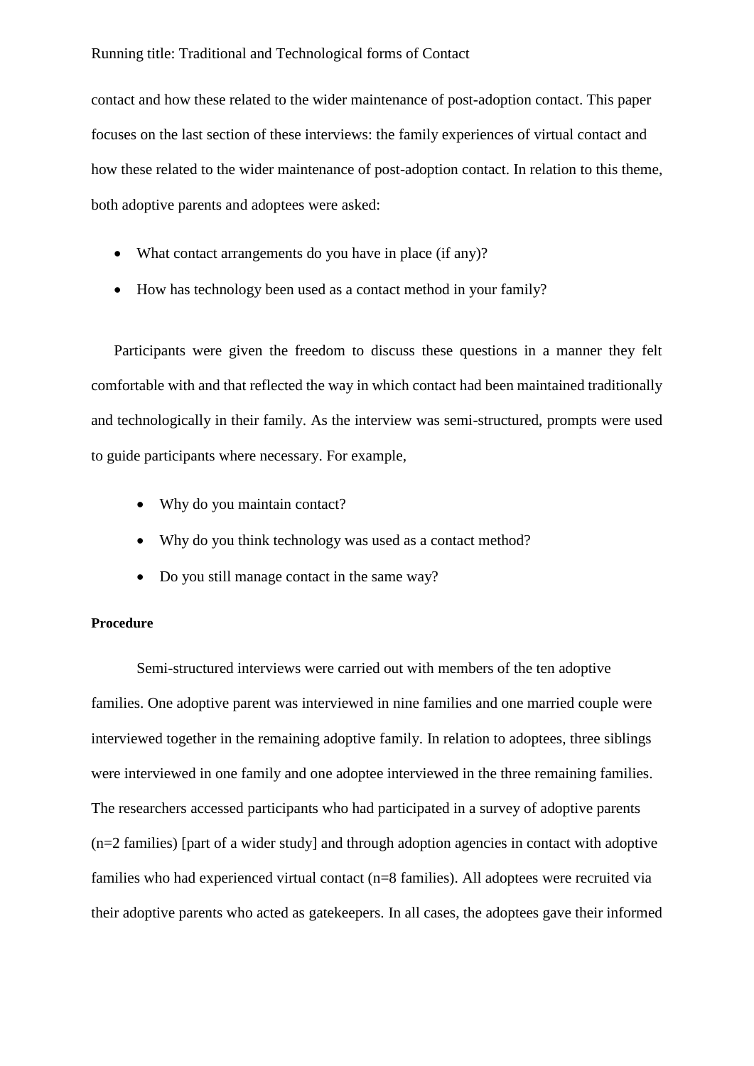contact and how these related to the wider maintenance of post-adoption contact. This paper focuses on the last section of these interviews: the family experiences of virtual contact and how these related to the wider maintenance of post-adoption contact. In relation to this theme, both adoptive parents and adoptees were asked:

- What contact arrangements do you have in place (if any)?
- How has technology been used as a contact method in your family?

Participants were given the freedom to discuss these questions in a manner they felt comfortable with and that reflected the way in which contact had been maintained traditionally and technologically in their family. As the interview was semi-structured, prompts were used to guide participants where necessary. For example,

- Why do you maintain contact?
- Why do you think technology was used as a contact method?
- Do you still manage contact in the same way?

**Procedure**

Semi-structured interviews were carried out with members of the ten adoptive families. One adoptive parent was interviewed in nine families and one married couple were interviewed together in the remaining adoptive family. In relation to adoptees, three siblings were interviewed in one family and one adoptee interviewed in the three remaining families. The researchers accessed participants who had participated in a survey of adoptive parents (n=2 families) [part of a wider study] and through adoption agencies in contact with adoptive families who had experienced virtual contact (n=8 families). All adoptees were recruited via their adoptive parents who acted as gatekeepers. In all cases, the adoptees gave their informed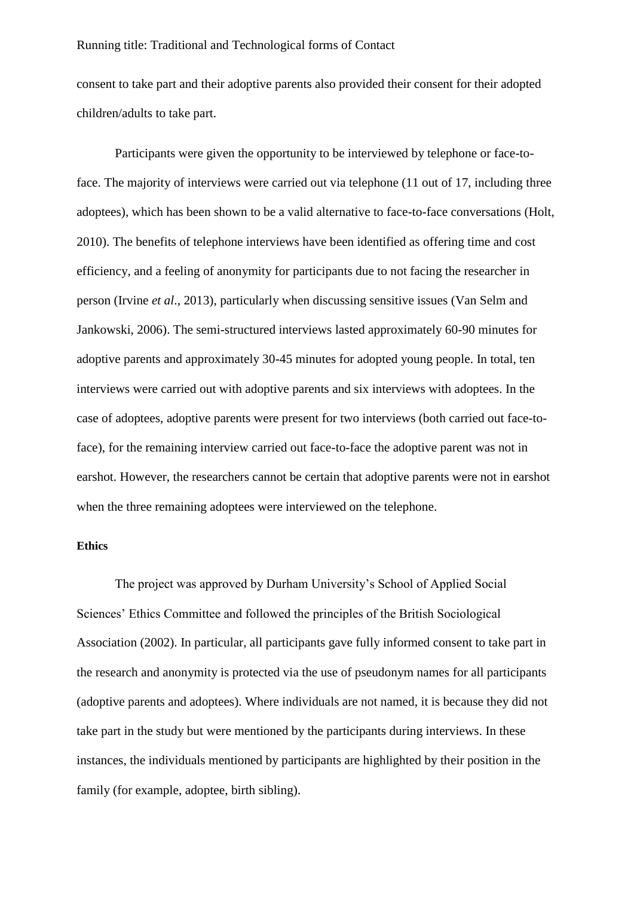consent to take part and their adoptive parents also provided their consent for their adopted children/adults to take part.

Participants were given the opportunity to be interviewed by telephone or face-to-face. The majority of interviews were carried out via telephone (11 out of 17, including three adoptees), which has been shown to be a valid alternative to face-to-face conversations (Holt, 2010). The benefits of telephone interviews have been identified as offering time and cost efficiency, and a feeling of anonymity for participants due to not facing the researcher in person (Irvine *et al*., 2013), particularly when discussing sensitive issues (Van Selm and Jankowski, 2006). The semi-structured interviews lasted approximately 60-90 minutes for adoptive parents and approximately 30-45 minutes for adopted young people. In total, ten interviews were carried out with adoptive parents and six interviews with adoptees. In the case of adoptees, adoptive parents were present for two interviews (both carried out face-to-face), for the remaining interview carried out face-to-face the adoptive parent was not in earshot. However, the researchers cannot be certain that adoptive parents were not in earshot when the three remaining adoptees were interviewed on the telephone.

**Ethics**

The project was approved by Durham University's School of Applied Social Sciences' Ethics Committee and followed the principles of the British Sociological Association (2002). In particular, all participants gave fully informed consent to take part in the research and anonymity is protected via the use of pseudonym names for all participants (adoptive parents and adoptees). Where individuals are not named, it is because they did not take part in the study but were mentioned by the participants during interviews. In these instances, the individuals mentioned by participants are highlighted by their position in the family (for example, adoptee, birth sibling).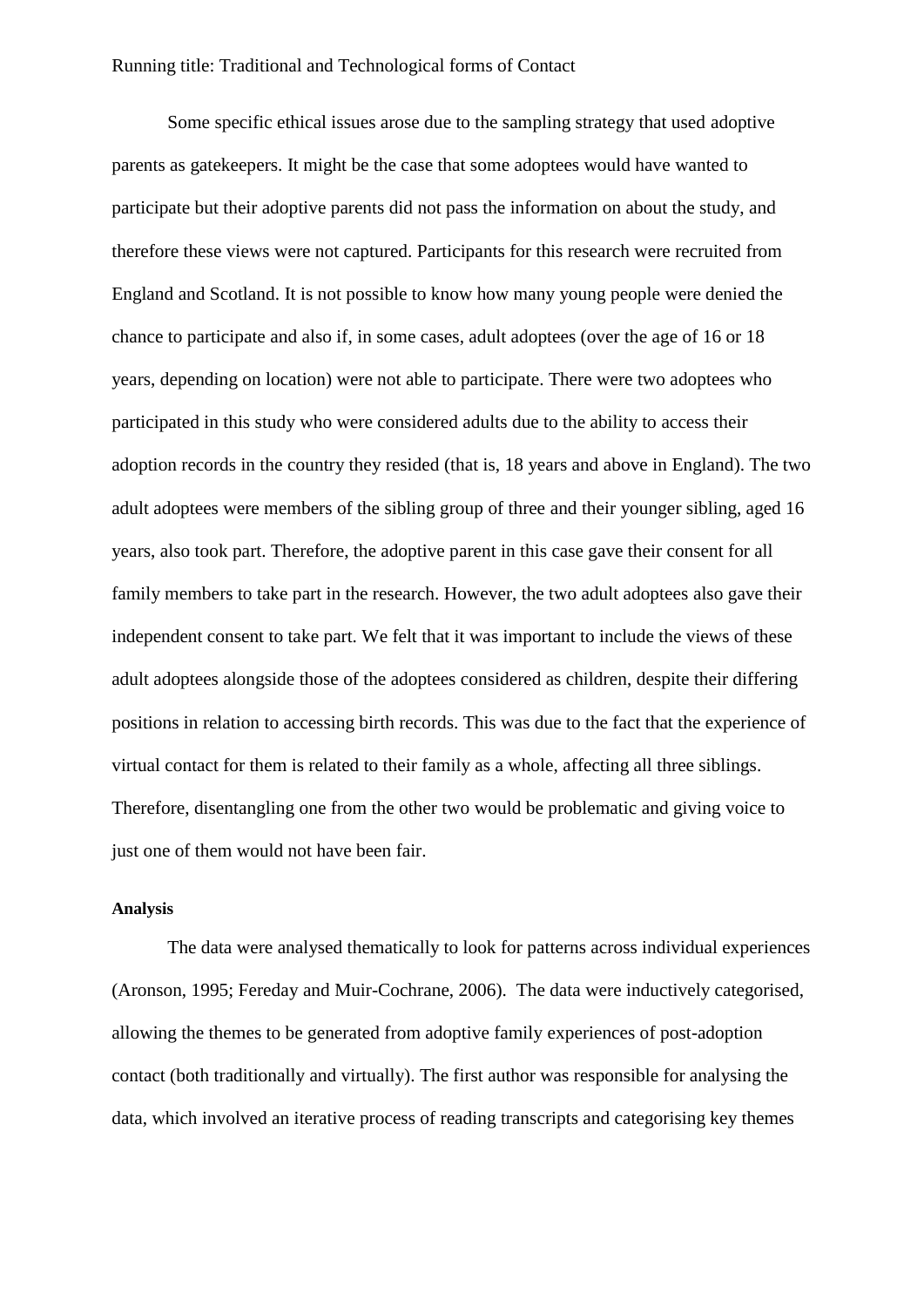Some specific ethical issues arose due to the sampling strategy that used adoptive parents as gatekeepers. It might be the case that some adoptees would have wanted to participate but their adoptive parents did not pass the information on about the study, and therefore these views were not captured. Participants for this research were recruited from England and Scotland. It is not possible to know how many young people were denied the chance to participate and also if, in some cases, adult adoptees (over the age of 16 or 18 years, depending on location) were not able to participate. There were two adoptees who participated in this study who were considered adults due to the ability to access their adoption records in the country they resided (that is, 18 years and above in England). The two adult adoptees were members of the sibling group of three and their younger sibling, aged 16 years, also took part. Therefore, the adoptive parent in this case gave their consent for all family members to take part in the research. However, the two adult adoptees also gave their independent consent to take part. We felt that it was important to include the views of these adult adoptees alongside those of the adoptees considered as children, despite their differing positions in relation to accessing birth records. This was due to the fact that the experience of virtual contact for them is related to their family as a whole, affecting all three siblings. Therefore, disentangling one from the other two would be problematic and giving voice to just one of them would not have been fair.

**Analysis**

The data were analysed thematically to look for patterns across individual experiences (Aronson, 1995; Fereday and Muir-Cochrane, 2006). The data were inductively categorised, allowing the themes to be generated from adoptive family experiences of post-adoption contact (both traditionally and virtually). The first author was responsible for analysing the data, which involved an iterative process of reading transcripts and categorising key themes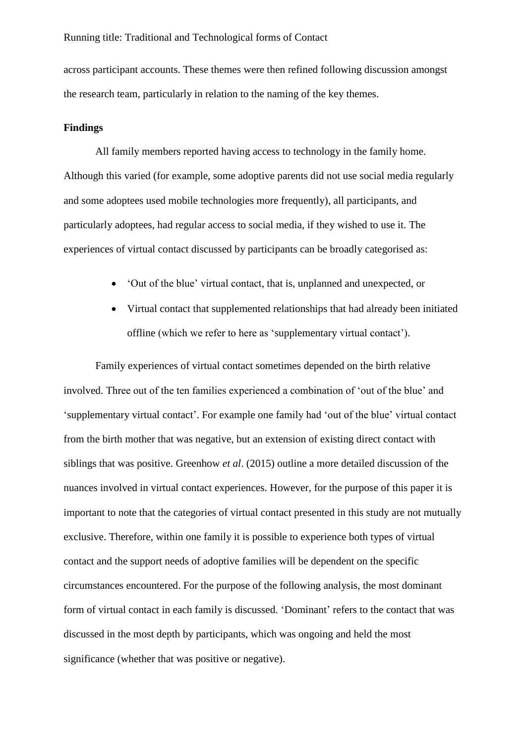across participant accounts. These themes were then refined following discussion amongst the research team, particularly in relation to the naming of the key themes.

## Findings

All family members reported having access to technology in the family home. Although this varied (for example, some adoptive parents did not use social media regularly and some adoptees used mobile technologies more frequently), all participants, and particularly adoptees, had regular access to social media, if they wished to use it. The experiences of virtual contact discussed by participants can be broadly categorised as:

- 'Out of the blue' virtual contact, that is, unplanned and unexpected, or
- Virtual contact that supplemented relationships that had already been initiated offline (which we refer to here as 'supplementary virtual contact').

Family experiences of virtual contact sometimes depended on the birth relative involved. Three out of the ten families experienced a combination of 'out of the blue' and 'supplementary virtual contact'. For example one family had 'out of the blue' virtual contact from the birth mother that was negative, but an extension of existing direct contact with siblings that was positive. Greenhow *et al*. (2015) outline a more detailed discussion of the nuances involved in virtual contact experiences. However, for the purpose of this paper it is important to note that the categories of virtual contact presented in this study are not mutually exclusive. Therefore, within one family it is possible to experience both types of virtual contact and the support needs of adoptive families will be dependent on the specific circumstances encountered. For the purpose of the following analysis, the most dominant form of virtual contact in each family is discussed. 'Dominant' refers to the contact that was discussed in the most depth by participants, which was ongoing and held the most significance (whether that was positive or negative).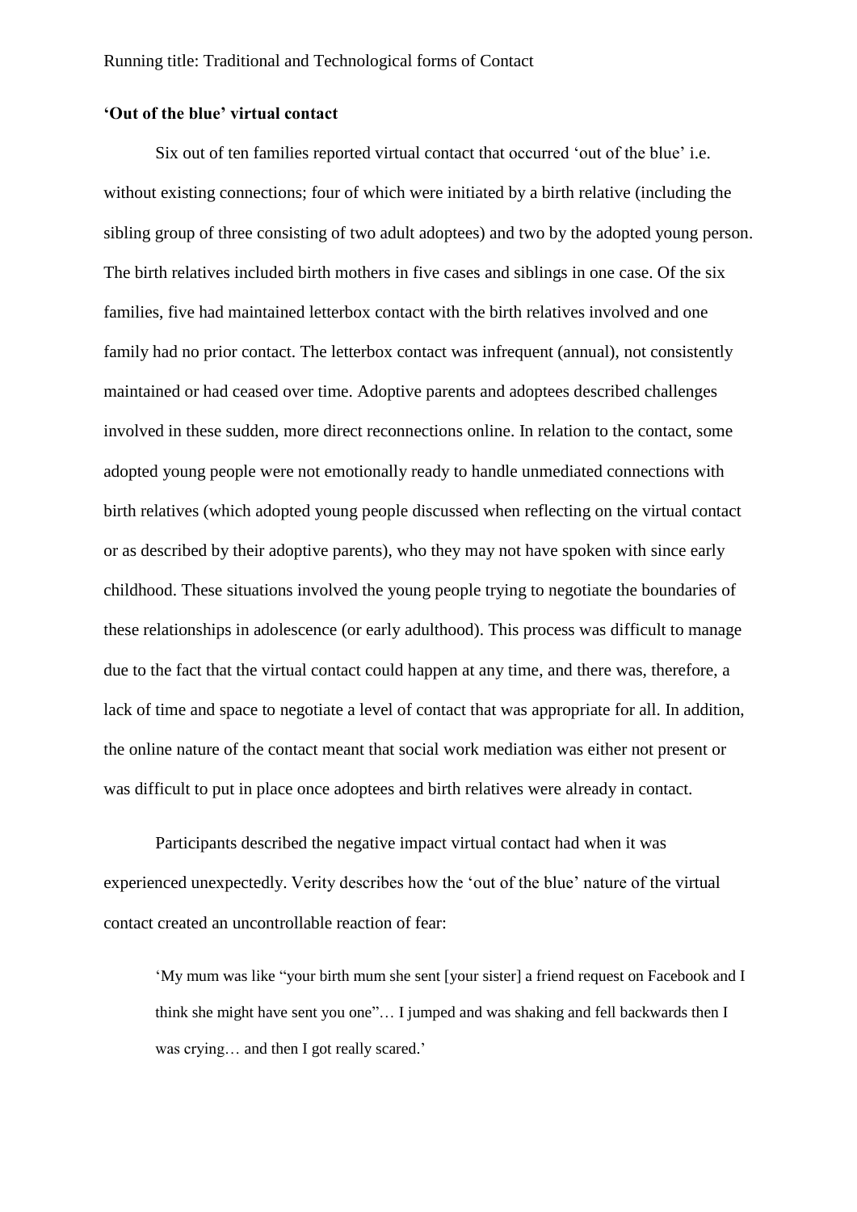**'Out of the blue' virtual contact**

Six out of ten families reported virtual contact that occurred 'out of the blue' i.e. without existing connections; four of which were initiated by a birth relative (including the sibling group of three consisting of two adult adoptees) and two by the adopted young person. The birth relatives included birth mothers in five cases and siblings in one case. Of the six families, five had maintained letterbox contact with the birth relatives involved and one family had no prior contact. The letterbox contact was infrequent (annual), not consistently maintained or had ceased over time. Adoptive parents and adoptees described challenges involved in these sudden, more direct reconnections online. In relation to the contact, some adopted young people were not emotionally ready to handle unmediated connections with birth relatives (which adopted young people discussed when reflecting on the virtual contact or as described by their adoptive parents), who they may not have spoken with since early childhood. These situations involved the young people trying to negotiate the boundaries of these relationships in adolescence (or early adulthood). This process was difficult to manage due to the fact that the virtual contact could happen at any time, and there was, therefore, a lack of time and space to negotiate a level of contact that was appropriate for all. In addition, the online nature of the contact meant that social work mediation was either not present or was difficult to put in place once adoptees and birth relatives were already in contact.

Participants described the negative impact virtual contact had when it was experienced unexpectedly. Verity describes how the 'out of the blue' nature of the virtual contact created an uncontrollable reaction of fear:

> 'My mum was like "your birth mum she sent [your sister] a friend request on Facebook and I think she might have sent you one"… I jumped and was shaking and fell backwards then I was crying… and then I got really scared.'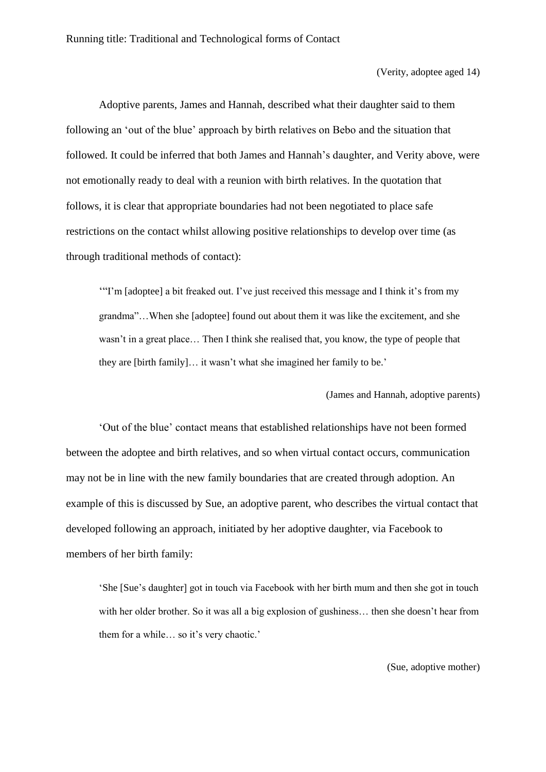(Verity, adoptee aged 14)

Adoptive parents, James and Hannah, described what their daughter said to them following an 'out of the blue' approach by birth relatives on Bebo and the situation that followed. It could be inferred that both James and Hannah's daughter, and Verity above, were not emotionally ready to deal with a reunion with birth relatives. In the quotation that follows, it is clear that appropriate boundaries had not been negotiated to place safe restrictions on the contact whilst allowing positive relationships to develop over time (as through traditional methods of contact):

> '"I'm [adoptee] a bit freaked out. I've just received this message and I think it's from my grandma"…When she [adoptee] found out about them it was like the excitement, and she wasn't in a great place… Then I think she realised that, you know, the type of people that they are [birth family]… it wasn't what she imagined her family to be.'
>
> (James and Hannah, adoptive parents)

'Out of the blue' contact means that established relationships have not been formed between the adoptee and birth relatives, and so when virtual contact occurs, communication may not be in line with the new family boundaries that are created through adoption. An example of this is discussed by Sue, an adoptive parent, who describes the virtual contact that developed following an approach, initiated by her adoptive daughter, via Facebook to members of her birth family:

> 'She [Sue's daughter] got in touch via Facebook with her birth mum and then she got in touch with her older brother. So it was all a big explosion of gushiness… then she doesn't hear from them for a while… so it's very chaotic.'
>
> (Sue, adoptive mother)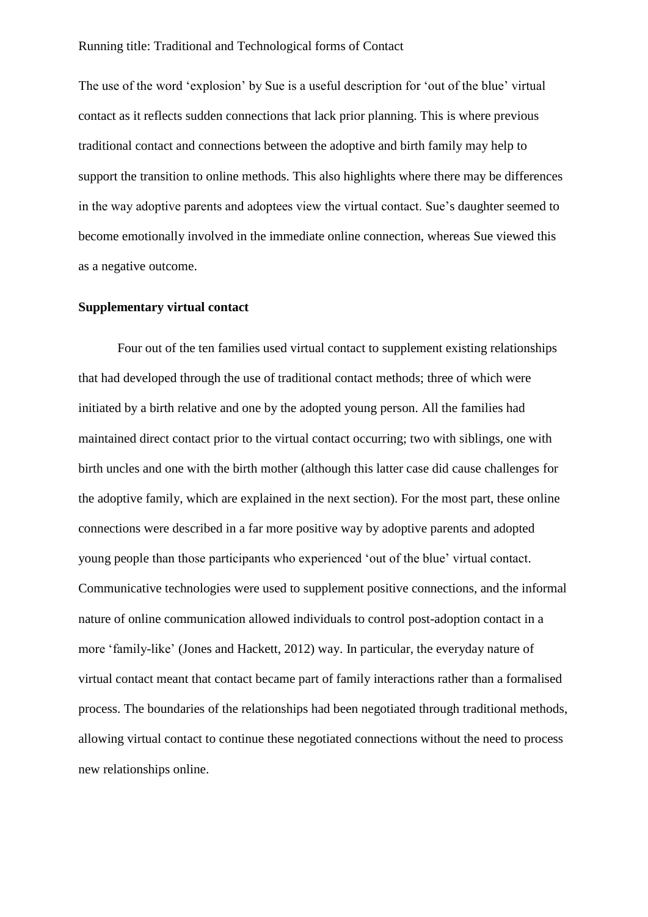The use of the word ‘explosion’ by Sue is a useful description for ‘out of the blue’ virtual contact as it reflects sudden connections that lack prior planning. This is where previous traditional contact and connections between the adoptive and birth family may help to support the transition to online methods. This also highlights where there may be differences in the way adoptive parents and adoptees view the virtual contact. Sue’s daughter seemed to become emotionally involved in the immediate online connection, whereas Sue viewed this as a negative outcome.

**Supplementary virtual contact**

Four out of the ten families used virtual contact to supplement existing relationships that had developed through the use of traditional contact methods; three of which were initiated by a birth relative and one by the adopted young person. All the families had maintained direct contact prior to the virtual contact occurring; two with siblings, one with birth uncles and one with the birth mother (although this latter case did cause challenges for the adoptive family, which are explained in the next section). For the most part, these online connections were described in a far more positive way by adoptive parents and adopted young people than those participants who experienced ‘out of the blue’ virtual contact. Communicative technologies were used to supplement positive connections, and the informal nature of online communication allowed individuals to control post-adoption contact in a more ‘family-like’ (Jones and Hackett, 2012) way. In particular, the everyday nature of virtual contact meant that contact became part of family interactions rather than a formalised process. The boundaries of the relationships had been negotiated through traditional methods, allowing virtual contact to continue these negotiated connections without the need to process new relationships online.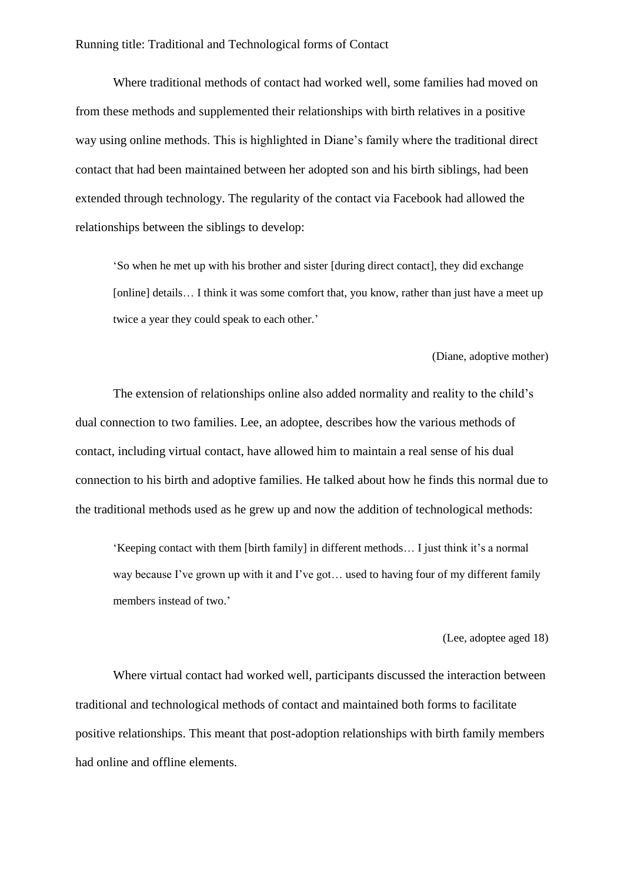Where traditional methods of contact had worked well, some families had moved on from these methods and supplemented their relationships with birth relatives in a positive way using online methods. This is highlighted in Diane's family where the traditional direct contact that had been maintained between her adopted son and his birth siblings, had been extended through technology. The regularity of the contact via Facebook had allowed the relationships between the siblings to develop:

> 'So when he met up with his brother and sister [during direct contact], they did exchange [online] details… I think it was some comfort that, you know, rather than just have a meet up twice a year they could speak to each other.'
>
> (Diane, adoptive mother)

The extension of relationships online also added normality and reality to the child's dual connection to two families. Lee, an adoptee, describes how the various methods of contact, including virtual contact, have allowed him to maintain a real sense of his dual connection to his birth and adoptive families. He talked about how he finds this normal due to the traditional methods used as he grew up and now the addition of technological methods:

> 'Keeping contact with them [birth family] in different methods… I just think it's a normal way because I've grown up with it and I've got… used to having four of my different family members instead of two.'
>
> (Lee, adoptee aged 18)

Where virtual contact had worked well, participants discussed the interaction between traditional and technological methods of contact and maintained both forms to facilitate positive relationships. This meant that post-adoption relationships with birth family members had online and offline elements.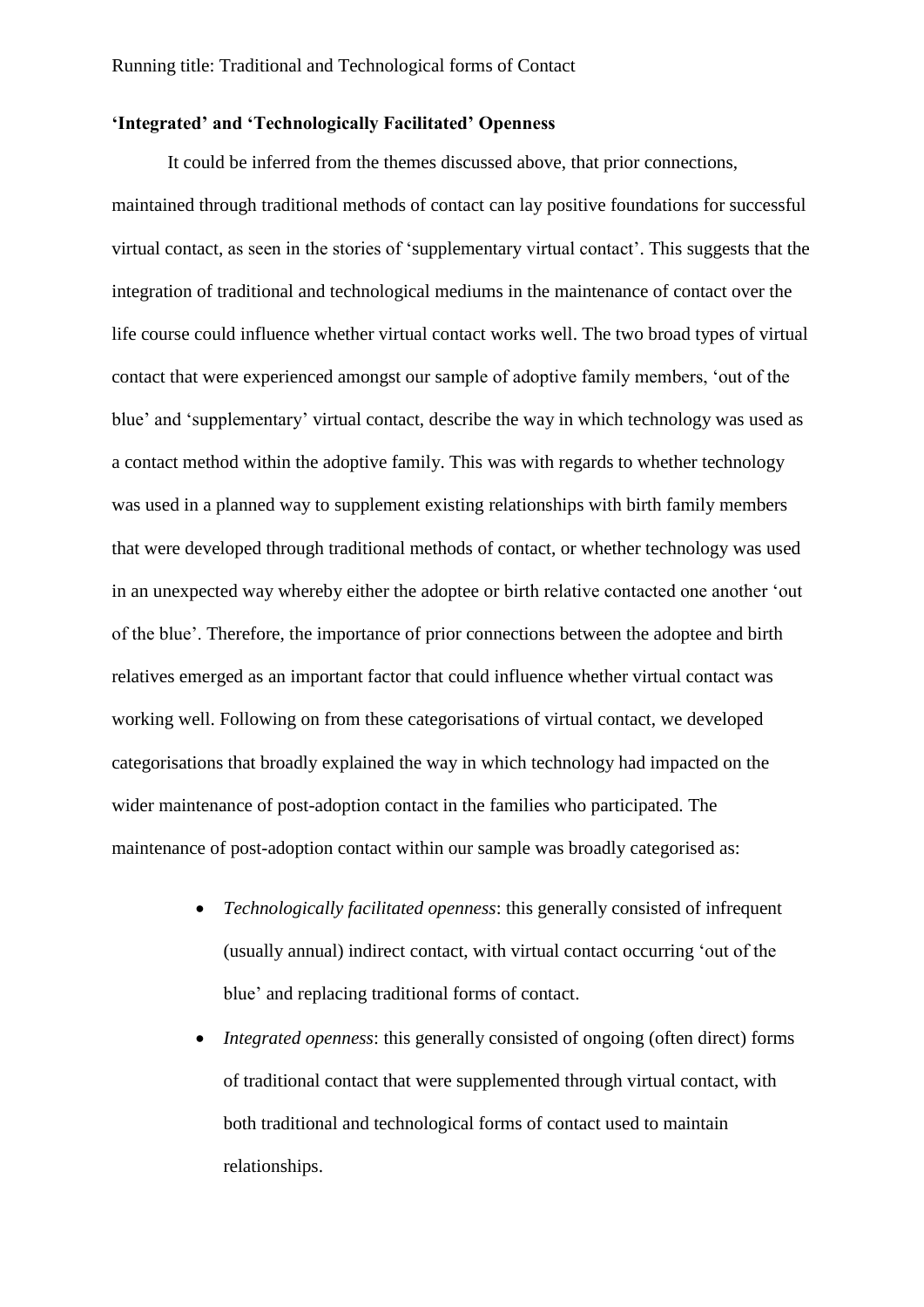**'Integrated' and 'Technologically Facilitated' Openness**

It could be inferred from the themes discussed above, that prior connections, maintained through traditional methods of contact can lay positive foundations for successful virtual contact, as seen in the stories of 'supplementary virtual contact'. This suggests that the integration of traditional and technological mediums in the maintenance of contact over the life course could influence whether virtual contact works well. The two broad types of virtual contact that were experienced amongst our sample of adoptive family members, 'out of the blue' and 'supplementary' virtual contact, describe the way in which technology was used as a contact method within the adoptive family. This was with regards to whether technology was used in a planned way to supplement existing relationships with birth family members that were developed through traditional methods of contact, or whether technology was used in an unexpected way whereby either the adoptee or birth relative contacted one another 'out of the blue'. Therefore, the importance of prior connections between the adoptee and birth relatives emerged as an important factor that could influence whether virtual contact was working well. Following on from these categorisations of virtual contact, we developed categorisations that broadly explained the way in which technology had impacted on the wider maintenance of post-adoption contact in the families who participated. The maintenance of post-adoption contact within our sample was broadly categorised as:

- *Technologically facilitated openness*: this generally consisted of infrequent (usually annual) indirect contact, with virtual contact occurring 'out of the blue' and replacing traditional forms of contact.
- *Integrated openness*: this generally consisted of ongoing (often direct) forms of traditional contact that were supplemented through virtual contact, with both traditional and technological forms of contact used to maintain relationships.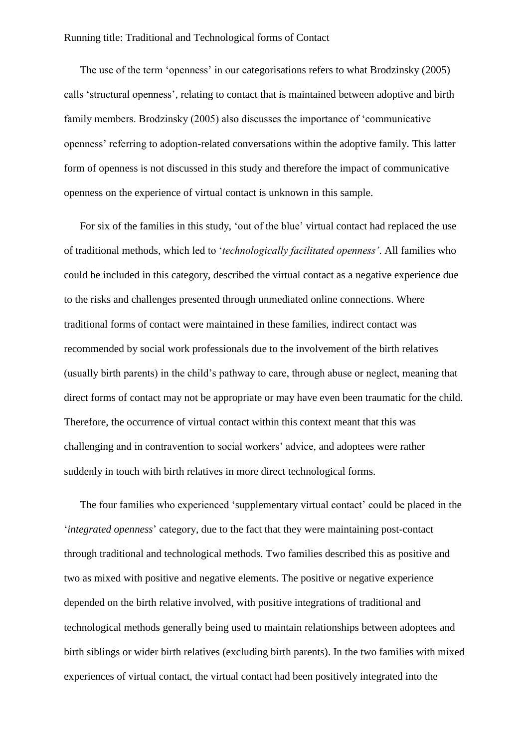The use of the term 'openness' in our categorisations refers to what Brodzinsky (2005) calls 'structural openness', relating to contact that is maintained between adoptive and birth family members. Brodzinsky (2005) also discusses the importance of 'communicative openness' referring to adoption-related conversations within the adoptive family. This latter form of openness is not discussed in this study and therefore the impact of communicative openness on the experience of virtual contact is unknown in this sample.

For six of the families in this study, 'out of the blue' virtual contact had replaced the use of traditional methods, which led to '*technologically facilitated openness'*. All families who could be included in this category, described the virtual contact as a negative experience due to the risks and challenges presented through unmediated online connections. Where traditional forms of contact were maintained in these families, indirect contact was recommended by social work professionals due to the involvement of the birth relatives (usually birth parents) in the child's pathway to care, through abuse or neglect, meaning that direct forms of contact may not be appropriate or may have even been traumatic for the child. Therefore, the occurrence of virtual contact within this context meant that this was challenging and in contravention to social workers' advice, and adoptees were rather suddenly in touch with birth relatives in more direct technological forms.

The four families who experienced 'supplementary virtual contact' could be placed in the '*integrated openness*' category, due to the fact that they were maintaining post-contact through traditional and technological methods. Two families described this as positive and two as mixed with positive and negative elements. The positive or negative experience depended on the birth relative involved, with positive integrations of traditional and technological methods generally being used to maintain relationships between adoptees and birth siblings or wider birth relatives (excluding birth parents). In the two families with mixed experiences of virtual contact, the virtual contact had been positively integrated into the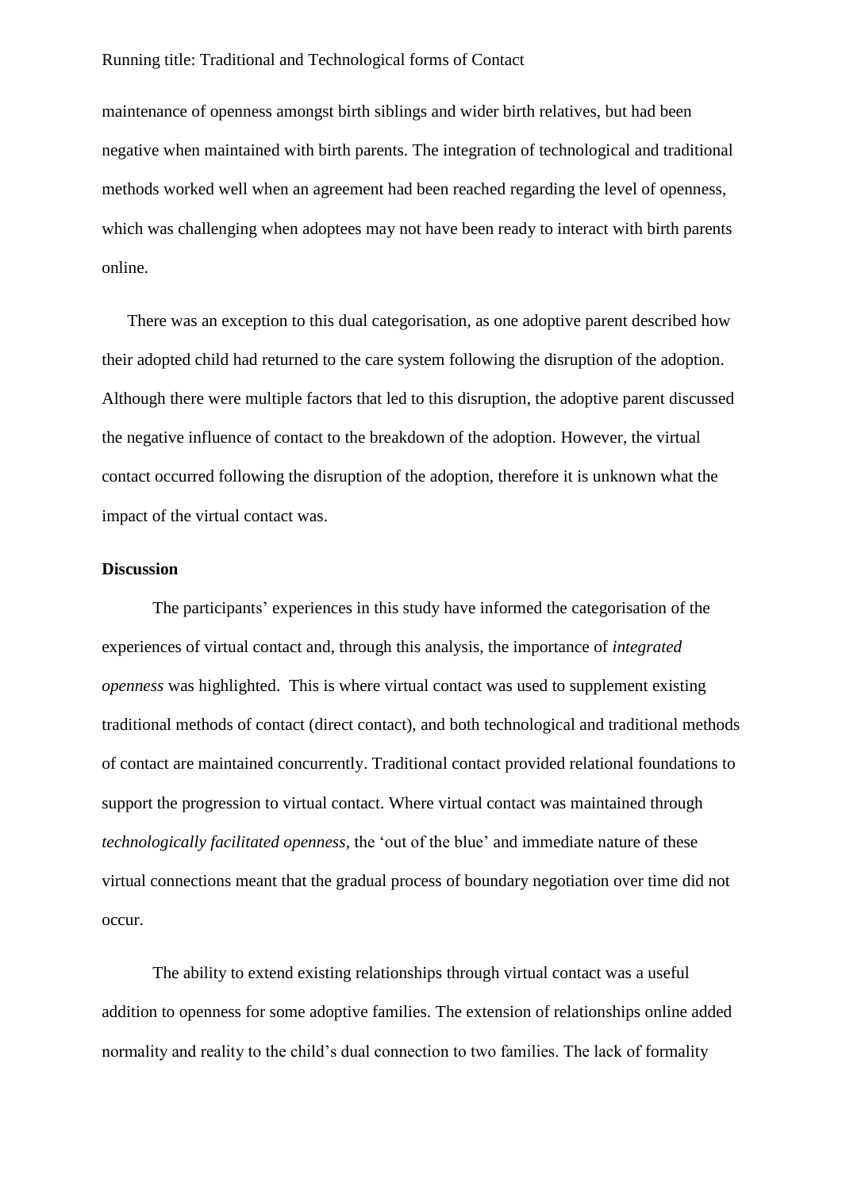maintenance of openness amongst birth siblings and wider birth relatives, but had been negative when maintained with birth parents. The integration of technological and traditional methods worked well when an agreement had been reached regarding the level of openness, which was challenging when adoptees may not have been ready to interact with birth parents online.

There was an exception to this dual categorisation, as one adoptive parent described how their adopted child had returned to the care system following the disruption of the adoption. Although there were multiple factors that led to this disruption, the adoptive parent discussed the negative influence of contact to the breakdown of the adoption. However, the virtual contact occurred following the disruption of the adoption, therefore it is unknown what the impact of the virtual contact was.

**Discussion**

The participants' experiences in this study have informed the categorisation of the experiences of virtual contact and, through this analysis, the importance of *integrated openness* was highlighted. This is where virtual contact was used to supplement existing traditional methods of contact (direct contact), and both technological and traditional methods of contact are maintained concurrently. Traditional contact provided relational foundations to support the progression to virtual contact. Where virtual contact was maintained through *technologically facilitated openness,* the 'out of the blue' and immediate nature of these virtual connections meant that the gradual process of boundary negotiation over time did not occur.

The ability to extend existing relationships through virtual contact was a useful addition to openness for some adoptive families. The extension of relationships online added normality and reality to the child's dual connection to two families. The lack of formality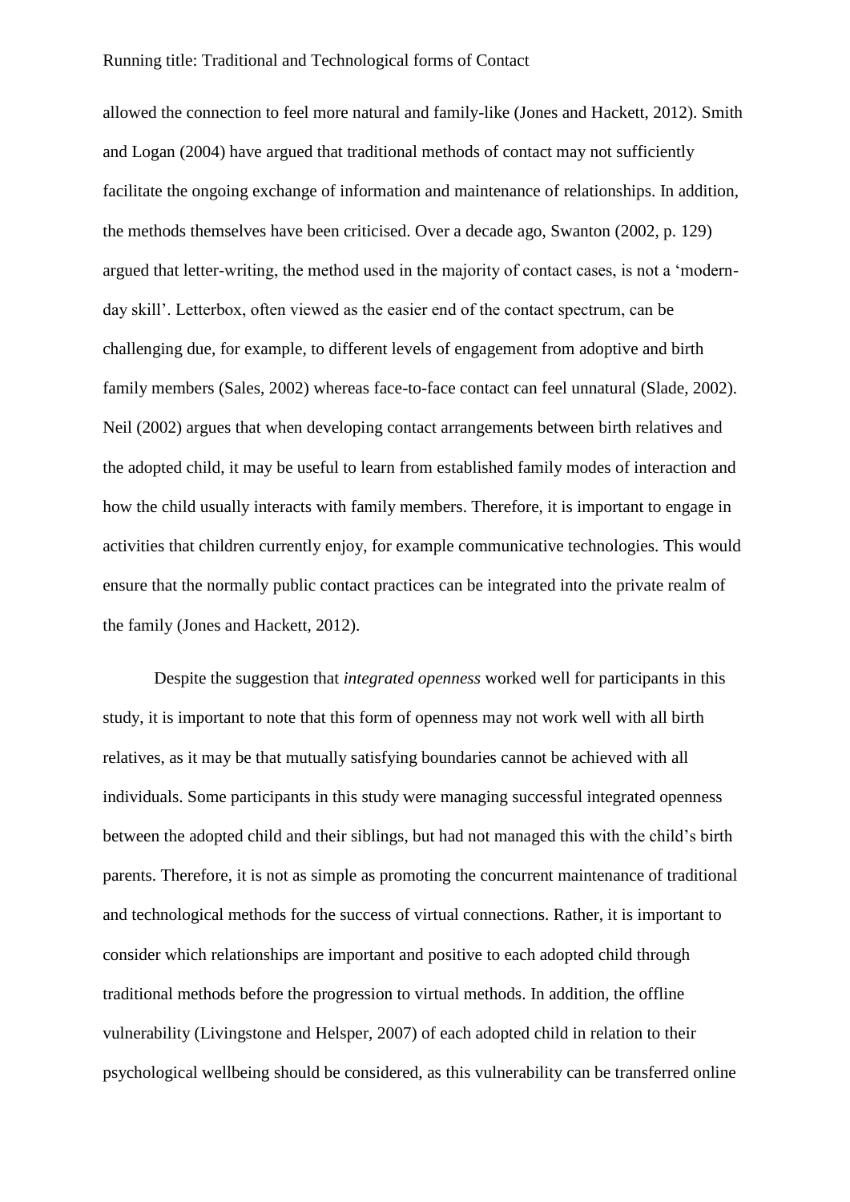allowed the connection to feel more natural and family-like (Jones and Hackett, 2012). Smith and Logan (2004) have argued that traditional methods of contact may not sufficiently facilitate the ongoing exchange of information and maintenance of relationships. In addition, the methods themselves have been criticised. Over a decade ago, Swanton (2002, p. 129) argued that letter-writing, the method used in the majority of contact cases, is not a 'modern-day skill'. Letterbox, often viewed as the easier end of the contact spectrum, can be challenging due, for example, to different levels of engagement from adoptive and birth family members (Sales, 2002) whereas face-to-face contact can feel unnatural (Slade, 2002). Neil (2002) argues that when developing contact arrangements between birth relatives and the adopted child, it may be useful to learn from established family modes of interaction and how the child usually interacts with family members. Therefore, it is important to engage in activities that children currently enjoy, for example communicative technologies. This would ensure that the normally public contact practices can be integrated into the private realm of the family (Jones and Hackett, 2012).

Despite the suggestion that *integrated openness* worked well for participants in this study, it is important to note that this form of openness may not work well with all birth relatives, as it may be that mutually satisfying boundaries cannot be achieved with all individuals. Some participants in this study were managing successful integrated openness between the adopted child and their siblings, but had not managed this with the child's birth parents. Therefore, it is not as simple as promoting the concurrent maintenance of traditional and technological methods for the success of virtual connections. Rather, it is important to consider which relationships are important and positive to each adopted child through traditional methods before the progression to virtual methods. In addition, the offline vulnerability (Livingstone and Helsper, 2007) of each adopted child in relation to their psychological wellbeing should be considered, as this vulnerability can be transferred online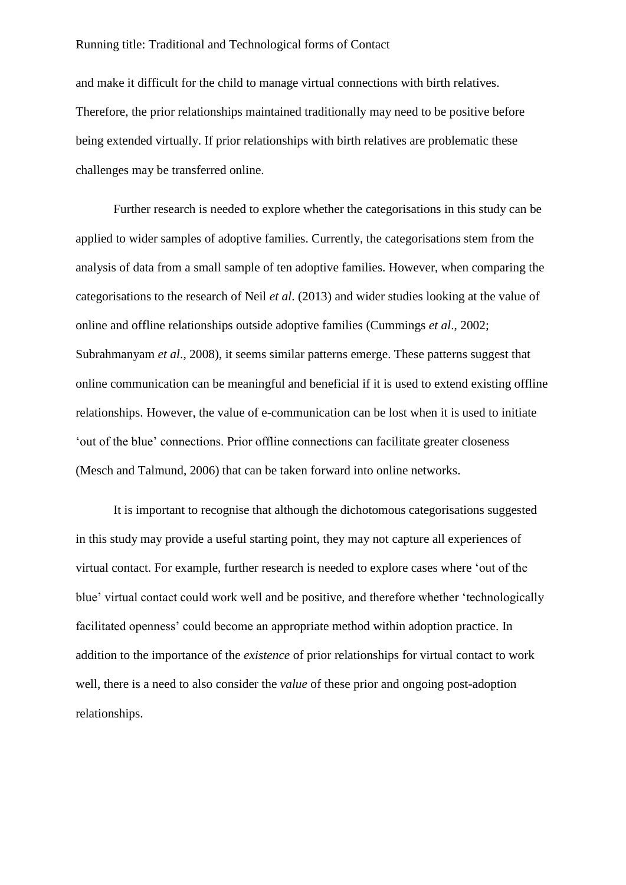and make it difficult for the child to manage virtual connections with birth relatives. Therefore, the prior relationships maintained traditionally may need to be positive before being extended virtually. If prior relationships with birth relatives are problematic these challenges may be transferred online.

Further research is needed to explore whether the categorisations in this study can be applied to wider samples of adoptive families. Currently, the categorisations stem from the analysis of data from a small sample of ten adoptive families. However, when comparing the categorisations to the research of Neil *et al*. (2013) and wider studies looking at the value of online and offline relationships outside adoptive families (Cummings *et al*., 2002; Subrahmanyam *et al*., 2008), it seems similar patterns emerge. These patterns suggest that online communication can be meaningful and beneficial if it is used to extend existing offline relationships. However, the value of e-communication can be lost when it is used to initiate 'out of the blue' connections. Prior offline connections can facilitate greater closeness (Mesch and Talmund, 2006) that can be taken forward into online networks.

It is important to recognise that although the dichotomous categorisations suggested in this study may provide a useful starting point, they may not capture all experiences of virtual contact. For example, further research is needed to explore cases where 'out of the blue' virtual contact could work well and be positive, and therefore whether 'technologically facilitated openness' could become an appropriate method within adoption practice. In addition to the importance of the *existence* of prior relationships for virtual contact to work well, there is a need to also consider the *value* of these prior and ongoing post-adoption relationships.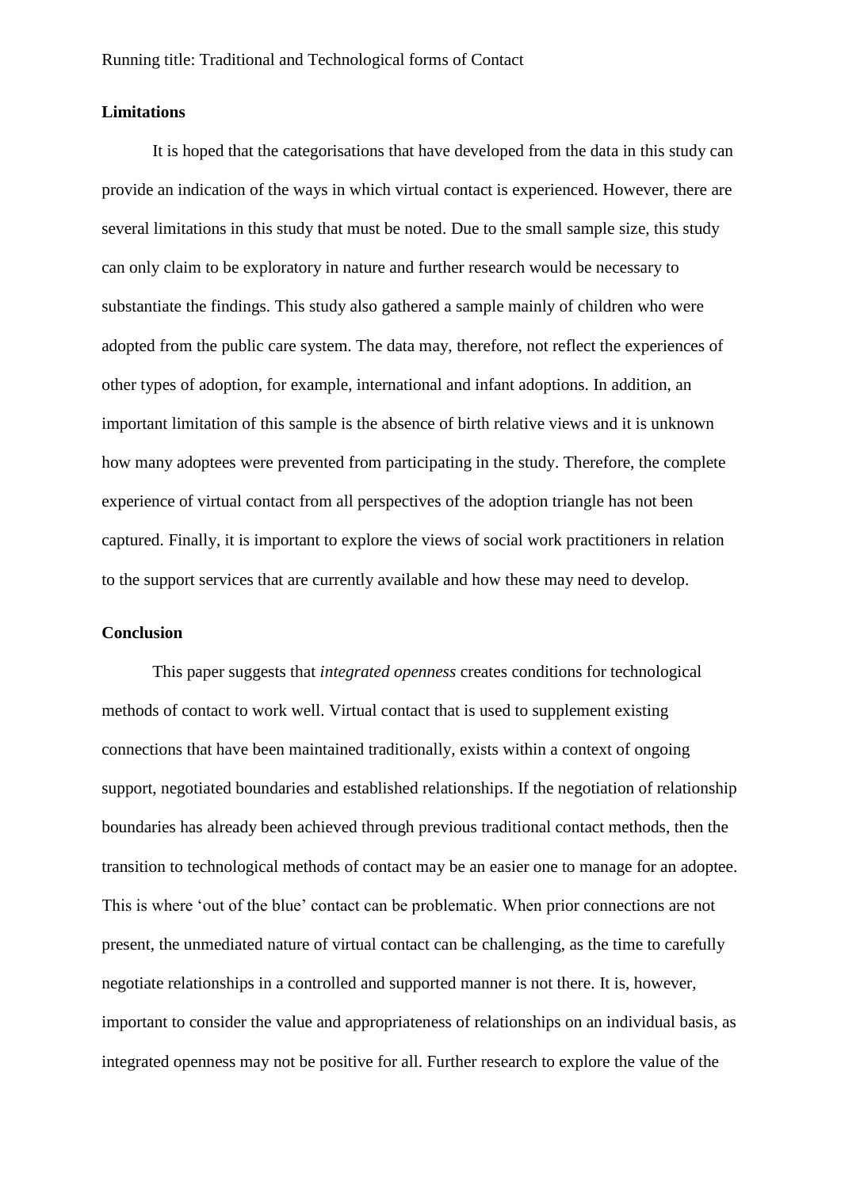**Limitations**

It is hoped that the categorisations that have developed from the data in this study can provide an indication of the ways in which virtual contact is experienced. However, there are several limitations in this study that must be noted. Due to the small sample size, this study can only claim to be exploratory in nature and further research would be necessary to substantiate the findings. This study also gathered a sample mainly of children who were adopted from the public care system. The data may, therefore, not reflect the experiences of other types of adoption, for example, international and infant adoptions. In addition, an important limitation of this sample is the absence of birth relative views and it is unknown how many adoptees were prevented from participating in the study. Therefore, the complete experience of virtual contact from all perspectives of the adoption triangle has not been captured. Finally, it is important to explore the views of social work practitioners in relation to the support services that are currently available and how these may need to develop.

**Conclusion**

This paper suggests that *integrated openness* creates conditions for technological methods of contact to work well. Virtual contact that is used to supplement existing connections that have been maintained traditionally, exists within a context of ongoing support, negotiated boundaries and established relationships. If the negotiation of relationship boundaries has already been achieved through previous traditional contact methods, then the transition to technological methods of contact may be an easier one to manage for an adoptee. This is where 'out of the blue' contact can be problematic. When prior connections are not present, the unmediated nature of virtual contact can be challenging, as the time to carefully negotiate relationships in a controlled and supported manner is not there. It is, however, important to consider the value and appropriateness of relationships on an individual basis, as integrated openness may not be positive for all. Further research to explore the value of the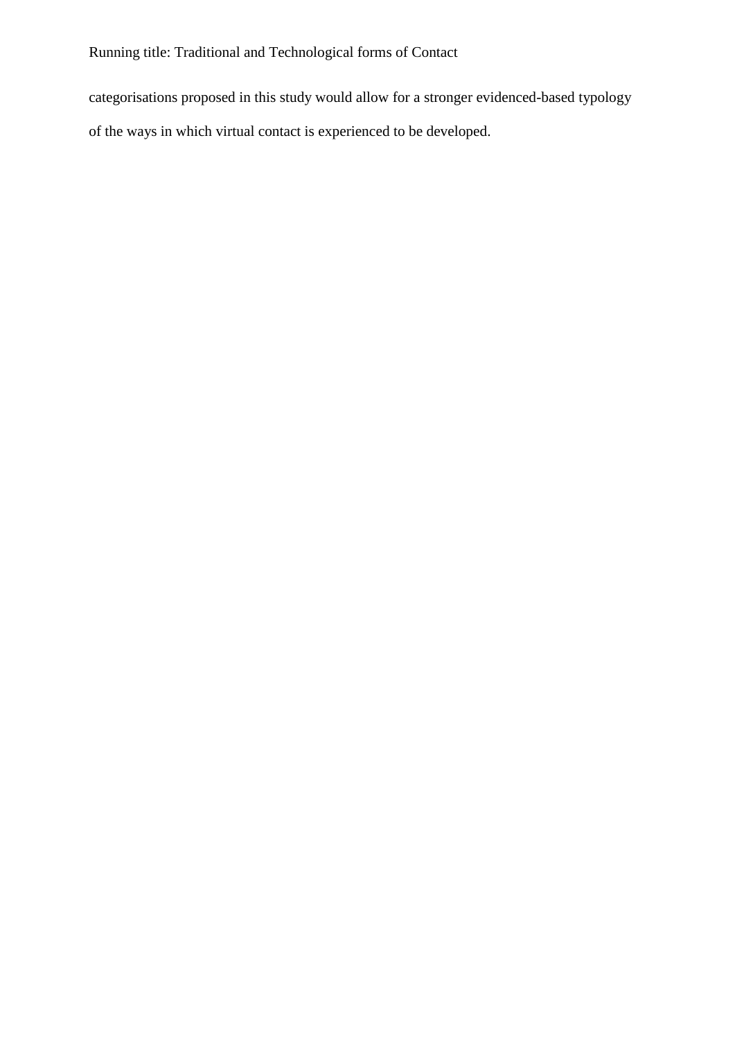categorisations proposed in this study would allow for a stronger evidenced-based typology of the ways in which virtual contact is experienced to be developed.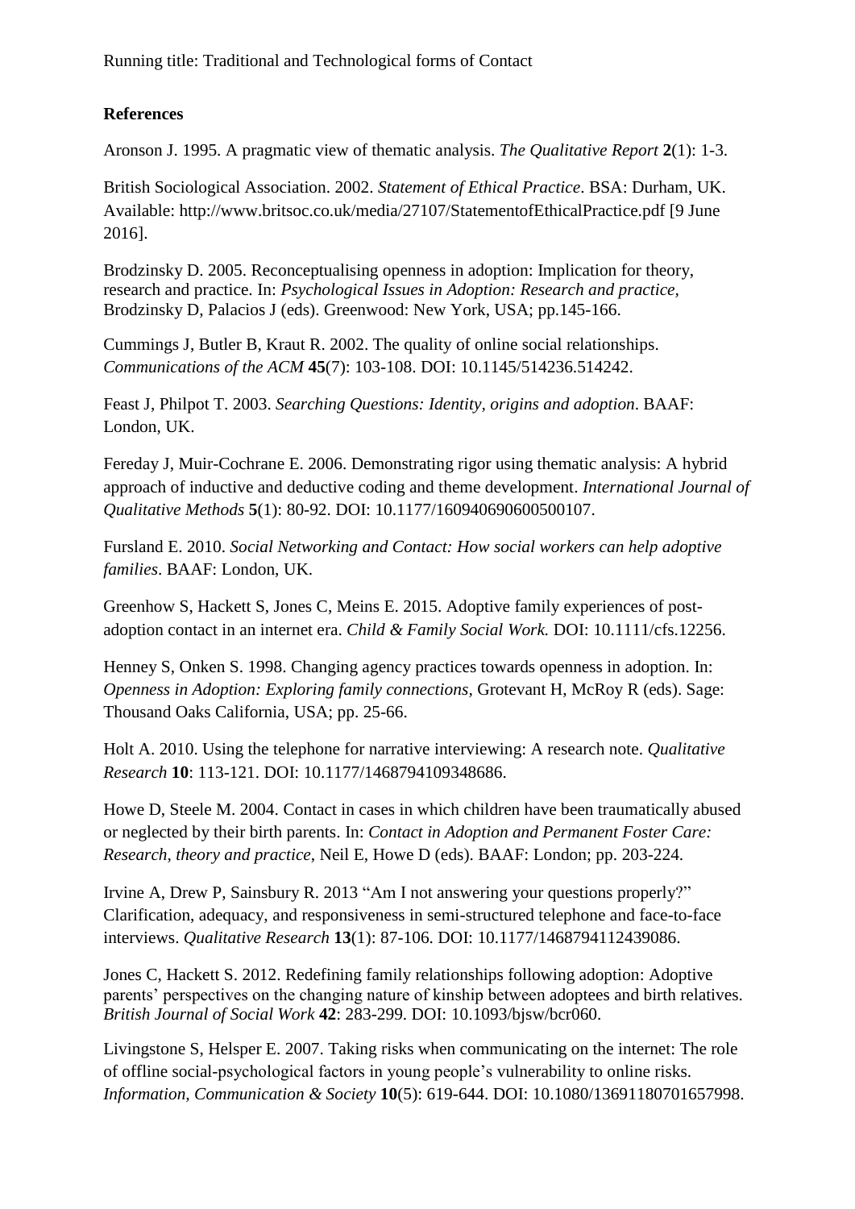**References**

Aronson J. 1995. A pragmatic view of thematic analysis. *The Qualitative Report* **2**(1): 1-3.

British Sociological Association. 2002. *Statement of Ethical Practice*. BSA: Durham, UK. Available: http://www.britsoc.co.uk/media/27107/StatementofEthicalPractice.pdf [9 June 2016].

Brodzinsky D. 2005. Reconceptualising openness in adoption: Implication for theory, research and practice. In: *Psychological Issues in Adoption: Research and practice*, Brodzinsky D, Palacios J (eds). Greenwood: New York, USA; pp.145-166.

Cummings J, Butler B, Kraut R. 2002. The quality of online social relationships. *Communications of the ACM* **45**(7): 103-108. DOI: 10.1145/514236.514242.

Feast J, Philpot T. 2003. *Searching Questions: Identity, origins and adoption*. BAAF: London, UK.

Fereday J, Muir-Cochrane E. 2006. Demonstrating rigor using thematic analysis: A hybrid approach of inductive and deductive coding and theme development. *International Journal of Qualitative Methods* **5**(1): 80-92. DOI: 10.1177/160940690600500107.

Fursland E. 2010. *Social Networking and Contact: How social workers can help adoptive families*. BAAF: London, UK.

Greenhow S, Hackett S, Jones C, Meins E. 2015. Adoptive family experiences of post-adoption contact in an internet era. *Child & Family Social Work.* DOI: 10.1111/cfs.12256.

Henney S, Onken S. 1998. Changing agency practices towards openness in adoption. In: *Openness in Adoption: Exploring family connections*, Grotevant H, McRoy R (eds). Sage: Thousand Oaks California, USA; pp. 25-66.

Holt A. 2010. Using the telephone for narrative interviewing: A research note. *Qualitative Research* **10**: 113-121. DOI: 10.1177/1468794109348686.

Howe D, Steele M. 2004. Contact in cases in which children have been traumatically abused or neglected by their birth parents. In: *Contact in Adoption and Permanent Foster Care: Research, theory and practice*, Neil E, Howe D (eds). BAAF: London; pp. 203-224.

Irvine A, Drew P, Sainsbury R. 2013 "Am I not answering your questions properly?" Clarification, adequacy, and responsiveness in semi-structured telephone and face-to-face interviews. *Qualitative Research* **13**(1): 87-106. DOI: 10.1177/1468794112439086.

Jones C, Hackett S. 2012. Redefining family relationships following adoption: Adoptive parents' perspectives on the changing nature of kinship between adoptees and birth relatives. *British Journal of Social Work* **42**: 283-299. DOI: 10.1093/bjsw/bcr060.

Livingstone S, Helsper E. 2007. Taking risks when communicating on the internet: The role of offline social-psychological factors in young people's vulnerability to online risks. *Information, Communication & Society* **10**(5): 619-644. DOI: 10.1080/13691180701657998.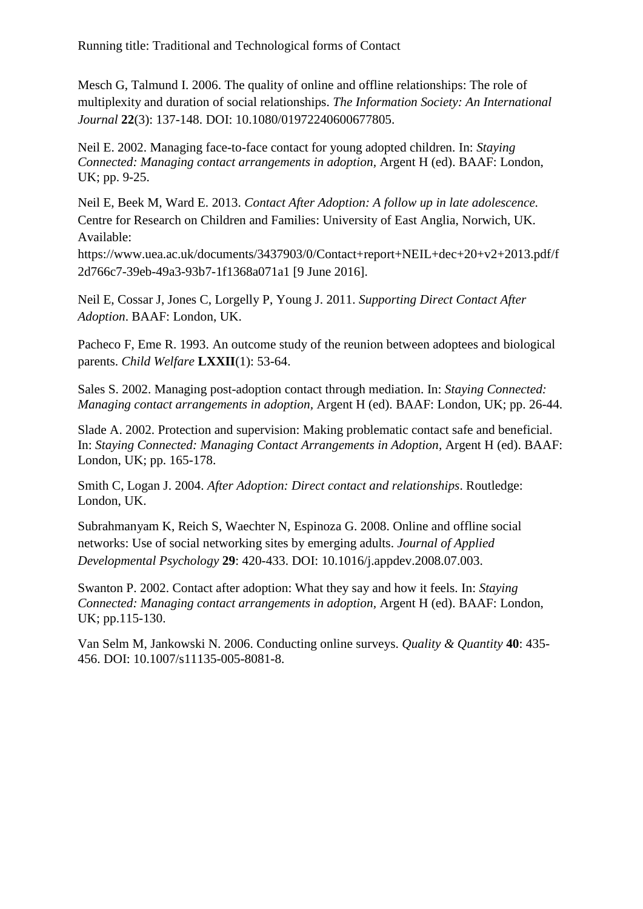Mesch G, Talmund I. 2006. The quality of online and offline relationships: The role of multiplexity and duration of social relationships. *The Information Society: An International Journal* **22**(3): 137-148. DOI: 10.1080/01972240600677805.

Neil E. 2002. Managing face-to-face contact for young adopted children. In: *Staying Connected: Managing contact arrangements in adoption*, Argent H (ed). BAAF: London, UK; pp. 9-25.

Neil E, Beek M, Ward E. 2013. *Contact After Adoption: A follow up in late adolescence.* Centre for Research on Children and Families: University of East Anglia, Norwich, UK. Available: https://www.uea.ac.uk/documents/3437903/0/Contact+report+NEIL+dec+20+v2+2013.pdf/f2d766c7-39eb-49a3-93b7-1f1368a071a1 [9 June 2016].

Neil E, Cossar J, Jones C, Lorgelly P, Young J. 2011. *Supporting Direct Contact After Adoption*. BAAF: London, UK.

Pacheco F, Eme R. 1993. An outcome study of the reunion between adoptees and biological parents. *Child Welfare* **LXXII**(1): 53-64.

Sales S. 2002. Managing post-adoption contact through mediation. In: *Staying Connected: Managing contact arrangements in adoption*, Argent H (ed). BAAF: London, UK; pp. 26-44.

Slade A. 2002. Protection and supervision: Making problematic contact safe and beneficial. In: *Staying Connected: Managing Contact Arrangements in Adoption*, Argent H (ed). BAAF: London, UK; pp. 165-178.

Smith C, Logan J. 2004. *After Adoption: Direct contact and relationships*. Routledge: London, UK.

Subrahmanyam K, Reich S, Waechter N, Espinoza G. 2008. Online and offline social networks: Use of social networking sites by emerging adults. *Journal of Applied Developmental Psychology* **29**: 420-433. DOI: 10.1016/j.appdev.2008.07.003.

Swanton P. 2002. Contact after adoption: What they say and how it feels. In: *Staying Connected: Managing contact arrangements in adoption*, Argent H (ed). BAAF: London, UK; pp.115-130.

Van Selm M, Jankowski N. 2006. Conducting online surveys. *Quality & Quantity* **40**: 435-456. DOI: 10.1007/s11135-005-8081-8.